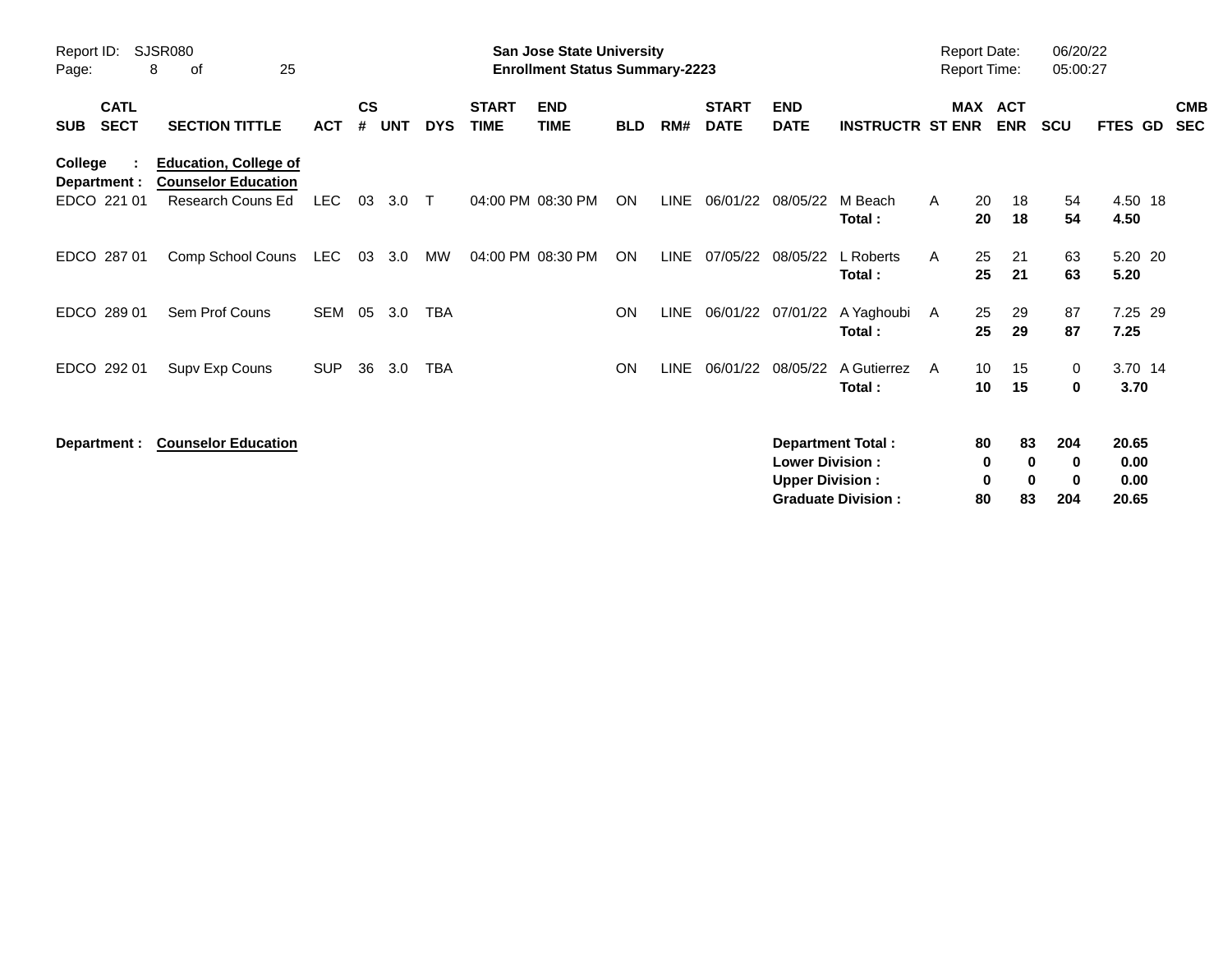Report ID: SJSR080

**San Jose State University**
**Enrollment Status Summary-2223**

Report Date: 06/20/22
Report Time: 05:00:27

| SUB | CATL SECT | SECTION TITTLE | ACT | CS # | UNT | DYS | START TIME | END TIME | BLD | RM# | START DATE | END DATE | INSTRUCTR | ST | MAX ENR | ACT ENR | SCU | FTES | GD | CMB SEC |
|---|---|---|---|---|---|---|---|---|---|---|---|---|---|---|---|---|---|---|---|---|
| **College :** | | **Education, College of** | | | | | | | | | | | | | | | | | | |
| **Department :** | | **Counselor Education** | | | | | | | | | | | | | | | | | | |
| EDCO | 221 01 | Research Couns Ed | LEC | 03 | 3.0 | T | 04:00 PM | 08:30 PM | ON | LINE | 06/01/22 | 08/05/22 | M Beach | A | 20 | 18 | 54 | 4.50 | 18 | |
| | | | | | | | | | | | | | **Total :** | | **20** | **18** | **54** | **4.50** | | |
| EDCO | 287 01 | Comp School Couns | LEC | 03 | 3.0 | MW | 04:00 PM | 08:30 PM | ON | LINE | 07/05/22 | 08/05/22 | L Roberts | A | 25 | 21 | 63 | 5.20 | 20 | |
| | | | | | | | | | | | | | **Total :** | | **25** | **21** | **63** | **5.20** | | |
| EDCO | 289 01 | Sem Prof Couns | SEM | 05 | 3.0 | TBA | | | ON | LINE | 06/01/22 | 07/01/22 | A Yaghoubi | A | 25 | 29 | 87 | 7.25 | 29 | |
| | | | | | | | | | | | | | **Total :** | | **25** | **29** | **87** | **7.25** | | |
| EDCO | 292 01 | Supv Exp Couns | SUP | 36 | 3.0 | TBA | | | ON | LINE | 06/01/22 | 08/05/22 | A Gutierrez | A | 10 | 15 | 0 | 3.70 | 14 | |
| | | | | | | | | | | | | | **Total :** | | **10** | **15** | **0** | **3.70** | | |

**Department :** **Counselor Education**

| | MAX ENR | ACT ENR | SCU | FTES |
|---|---|---|---|---|
| **Department Total :** | **80** | **83** | **204** | **20.65** |
| **Lower Division :** | **0** | **0** | **0** | **0.00** |
| **Upper Division :** | **0** | **0** | **0** | **0.00** |
| **Graduate Division :** | **80** | **83** | **204** | **20.65** |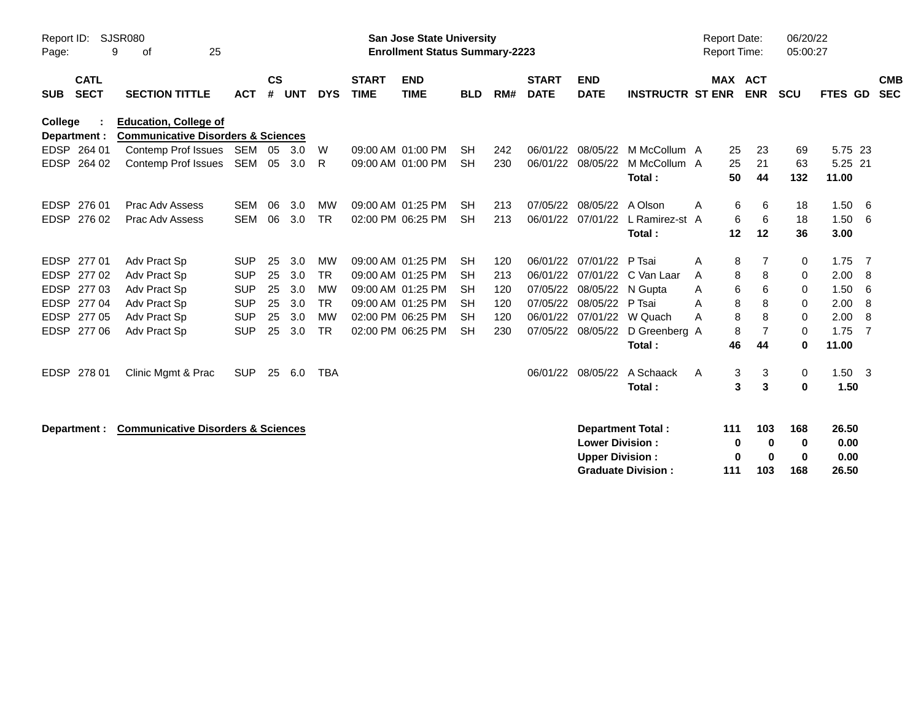Report ID: SJSR080

**San Jose State University**
**Enrollment Status Summary-2223**

Report Date: 06/20/22
Report Time: 05:00:27

**College : Education, College of**
**Department : Communicative Disorders & Sciences**

| SUB | CATL SECT | SECTION TITTLE | ACT | CS # | UNT | DYS | START TIME | END TIME | BLD | RM# | START DATE | END DATE | INSTRUCTR | ST | MAX ENR | ACT ENR | SCU | FTES | GD | CMB SEC |
|---|---|---|---|---|---|---|---|---|---|---|---|---|---|---|---|---|---|---|---|---|
| EDSP | 264 01 | Contemp Prof Issues | SEM | 05 | 3.0 | W | 09:00 AM | 01:00 PM | SH | 242 | 06/01/22 | 08/05/22 | M McCollum | A | 25 | 23 | 69 | 5.75 | 23 | |
| EDSP | 264 02 | Contemp Prof Issues | SEM | 05 | 3.0 | R | 09:00 AM | 01:00 PM | SH | 230 | 06/01/22 | 08/05/22 | M McCollum | A | 25 | 21 | 63 | 5.25 | 21 | |
| | | | | | | | | | | | | | **Total :** | | **50** | **44** | **132** | **11.00** | | |
| EDSP | 276 01 | Prac Adv Assess | SEM | 06 | 3.0 | MW | 09:00 AM | 01:25 PM | SH | 213 | 07/05/22 | 08/05/22 | A Olson | A | 6 | 6 | 18 | 1.50 | 6 | |
| EDSP | 276 02 | Prac Adv Assess | SEM | 06 | 3.0 | TR | 02:00 PM | 06:25 PM | SH | 213 | 06/01/22 | 07/01/22 | L Ramirez-st | A | 6 | 6 | 18 | 1.50 | 6 | |
| | | | | | | | | | | | | | **Total :** | | **12** | **12** | **36** | **3.00** | | |
| EDSP | 277 01 | Adv Pract Sp | SUP | 25 | 3.0 | MW | 09:00 AM | 01:25 PM | SH | 120 | 06/01/22 | 07/01/22 | P Tsai | A | 8 | 7 | 0 | 1.75 | 7 | |
| EDSP | 277 02 | Adv Pract Sp | SUP | 25 | 3.0 | TR | 09:00 AM | 01:25 PM | SH | 213 | 06/01/22 | 07/01/22 | C Van Laar | A | 8 | 8 | 0 | 2.00 | 8 | |
| EDSP | 277 03 | Adv Pract Sp | SUP | 25 | 3.0 | MW | 09:00 AM | 01:25 PM | SH | 120 | 07/05/22 | 08/05/22 | N Gupta | A | 6 | 6 | 0 | 1.50 | 6 | |
| EDSP | 277 04 | Adv Pract Sp | SUP | 25 | 3.0 | TR | 09:00 AM | 01:25 PM | SH | 120 | 07/05/22 | 08/05/22 | P Tsai | A | 8 | 8 | 0 | 2.00 | 8 | |
| EDSP | 277 05 | Adv Pract Sp | SUP | 25 | 3.0 | MW | 02:00 PM | 06:25 PM | SH | 120 | 06/01/22 | 07/01/22 | W Quach | A | 8 | 8 | 0 | 2.00 | 8 | |
| EDSP | 277 06 | Adv Pract Sp | SUP | 25 | 3.0 | TR | 02:00 PM | 06:25 PM | SH | 230 | 07/05/22 | 08/05/22 | D Greenberg | A | 8 | 7 | 0 | 1.75 | 7 | |
| | | | | | | | | | | | | | **Total :** | | **46** | **44** | **0** | **11.00** | | |
| EDSP | 278 01 | Clinic Mgmt & Prac | SUP | 25 | 6.0 | TBA | | | | | 06/01/22 | 08/05/22 | A Schaack | A | 3 | 3 | 0 | 1.50 | 3 | |
| | | | | | | | | | | | | | **Total :** | | **3** | **3** | **0** | **1.50** | | |

**Department : Communicative Disorders & Sciences**

| | MAX ENR | ACT ENR | SCU | FTES |
|---|---|---|---|---|
| **Department Total :** | **111** | **103** | **168** | **26.50** |
| **Lower Division :** | **0** | **0** | **0** | **0.00** |
| **Upper Division :** | **0** | **0** | **0** | **0.00** |
| **Graduate Division :** | **111** | **103** | **168** | **26.50** |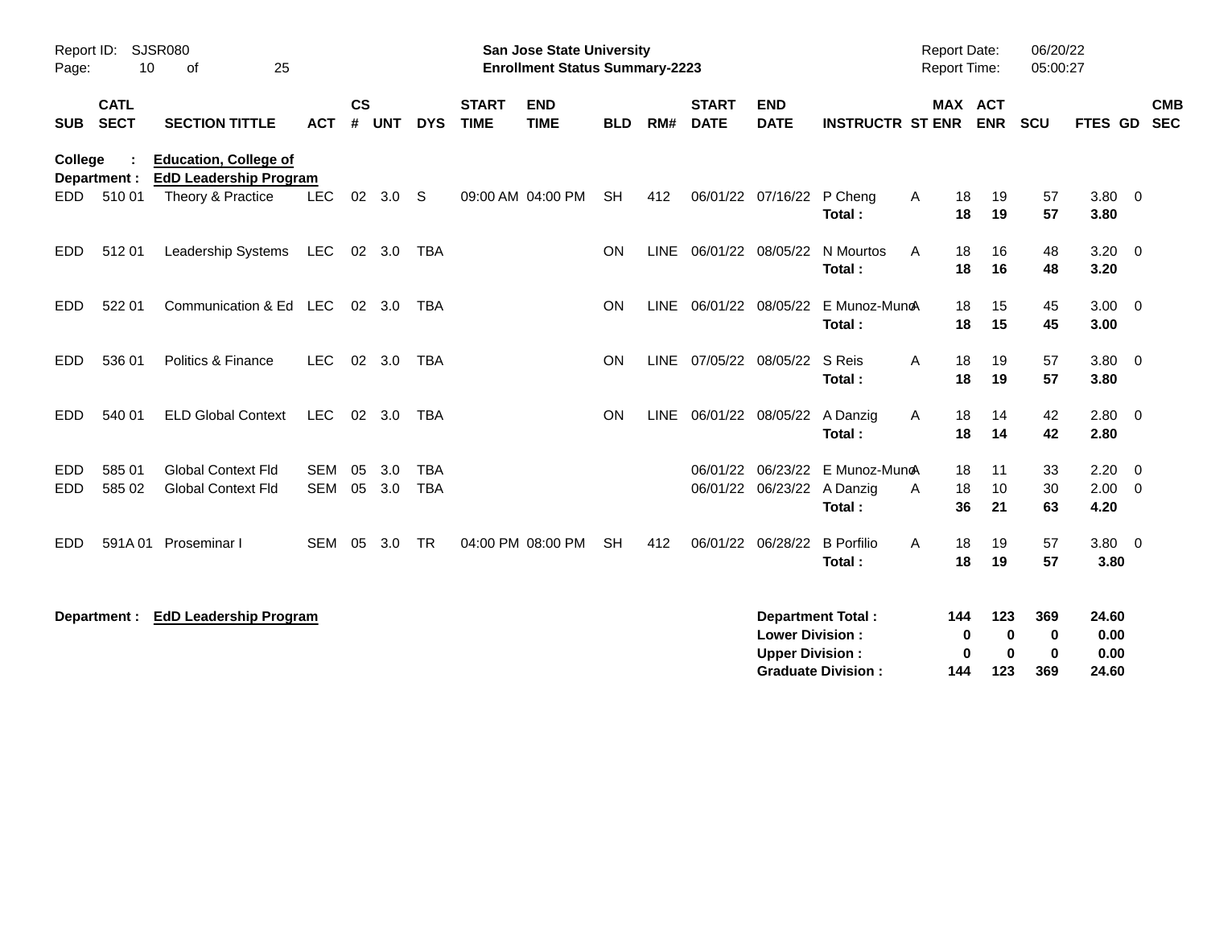**San Jose State University**
**Enrollment Status Summary-2223**

Report ID: SJSR080
Report Date: 06/20/22
Report Time: 05:00:27

| SUB | CATL SECT | SECTION TITTLE | ACT | CS # | UNT | DYS | START TIME | END TIME | BLD | RM# | START DATE | END DATE | INSTRUCTR | ST | MAX ENR | ACT ENR | SCU | FTES | GD | CMB SEC |
|---|---|---|---|---|---|---|---|---|---|---|---|---|---|---|---|---|---|---|---|---|
| **College :** | | **Education, College of** | | | | | | | | | | | | | | | | | | |
| **Department :** | | **EdD Leadership Program** | | | | | | | | | | | | | | | | | | |
| EDD | 510 01 | Theory & Practice | LEC | 02 | 3.0 | S | 09:00 AM | 04:00 PM | SH | 412 | 06/01/22 | 07/16/22 | P Cheng | A | 18 | 19 | 57 | 3.80 | 0 | |
| | | | | | | | | | | | | | **Total :** | | **18** | **19** | **57** | **3.80** | | |
| EDD | 512 01 | Leadership Systems | LEC | 02 | 3.0 | TBA | | | ON | LINE | 06/01/22 | 08/05/22 | N Mourtos | A | 18 | 16 | 48 | 3.20 | 0 | |
| | | | | | | | | | | | | | **Total :** | | **18** | **16** | **48** | **3.20** | | |
| EDD | 522 01 | Communication & Ed | LEC | 02 | 3.0 | TBA | | | ON | LINE | 06/01/22 | 08/05/22 | E Munoz-Muno | A | 18 | 15 | 45 | 3.00 | 0 | |
| | | | | | | | | | | | | | **Total :** | | **18** | **15** | **45** | **3.00** | | |
| EDD | 536 01 | Politics & Finance | LEC | 02 | 3.0 | TBA | | | ON | LINE | 07/05/22 | 08/05/22 | S Reis | A | 18 | 19 | 57 | 3.80 | 0 | |
| | | | | | | | | | | | | | **Total :** | | **18** | **19** | **57** | **3.80** | | |
| EDD | 540 01 | ELD Global Context | LEC | 02 | 3.0 | TBA | | | ON | LINE | 06/01/22 | 08/05/22 | A Danzig | A | 18 | 14 | 42 | 2.80 | 0 | |
| | | | | | | | | | | | | | **Total :** | | **18** | **14** | **42** | **2.80** | | |
| EDD | 585 01 | Global Context Fld | SEM | 05 | 3.0 | TBA | | | | | 06/01/22 | 06/23/22 | E Munoz-Muno | A | 18 | 11 | 33 | 2.20 | 0 | |
| EDD | 585 02 | Global Context Fld | SEM | 05 | 3.0 | TBA | | | | | 06/01/22 | 06/23/22 | A Danzig | A | 18 | 10 | 30 | 2.00 | 0 | |
| | | | | | | | | | | | | | **Total :** | | **36** | **21** | **63** | **4.20** | | |
| EDD | 591A 01 | Proseminar I | SEM | 05 | 3.0 | TR | 04:00 PM | 08:00 PM | SH | 412 | 06/01/22 | 06/28/22 | B Porfilio | A | 18 | 19 | 57 | 3.80 | 0 | |
| | | | | | | | | | | | | | **Total :** | | **18** | **19** | **57** | **3.80** | | |

**Department : EdD Leadership Program**

| | MAX ENR | ACT ENR | SCU | FTES |
|---|---|---|---|---|
| **Department Total :** | **144** | **123** | **369** | **24.60** |
| **Lower Division :** | **0** | **0** | **0** | **0.00** |
| **Upper Division :** | **0** | **0** | **0** | **0.00** |
| **Graduate Division :** | **144** | **123** | **369** | **24.60** |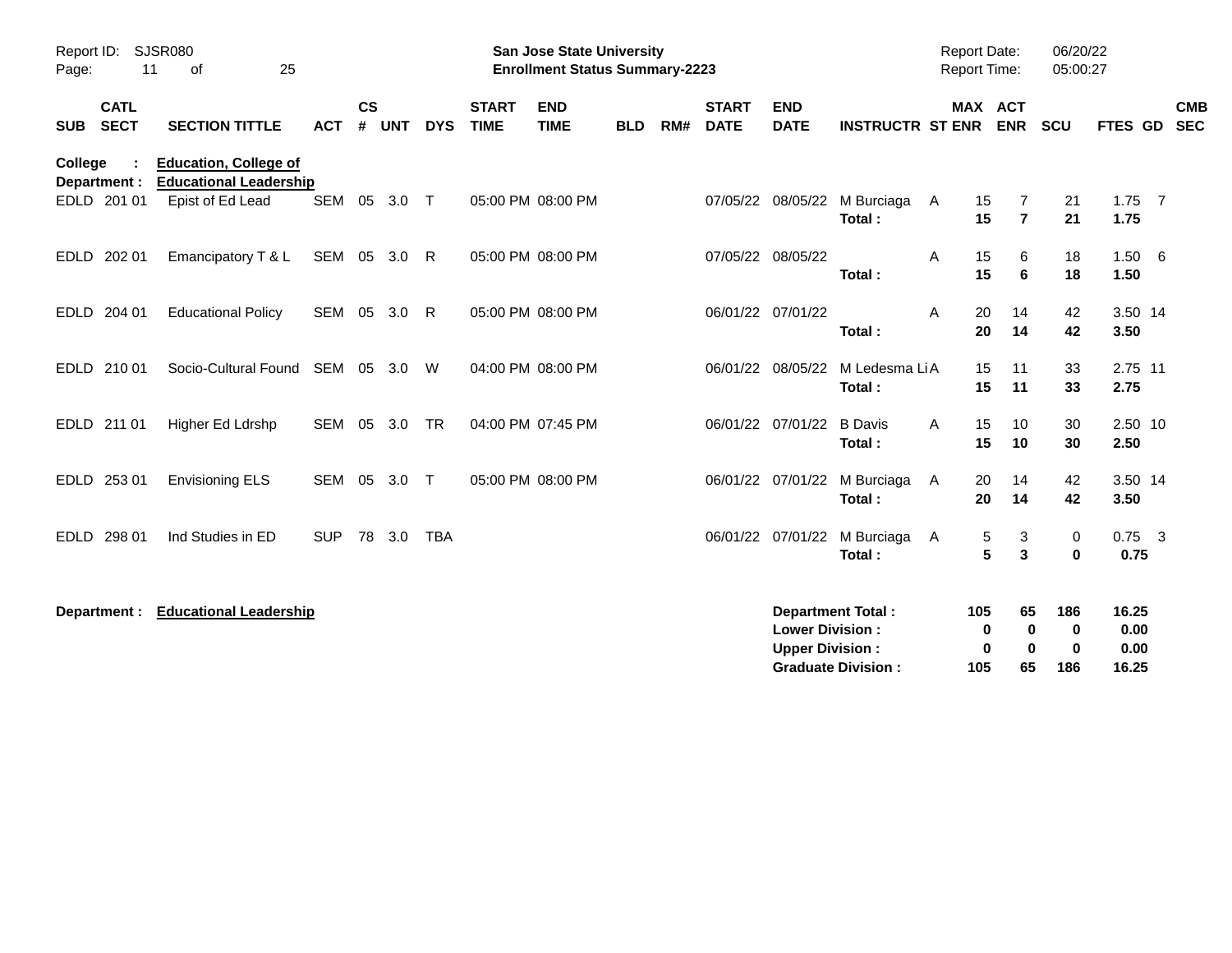**San Jose State University**
**Enrollment Status Summary-2223**

Report ID: SJSR080
Report Date: 06/20/22
Report Time: 05:00:27

| SUB | CATL SECT | SECTION TITTLE | ACT | CS # | UNT | DYS | START TIME | END TIME | BLD | RM# | START DATE | END DATE | INSTRUCTR | ST | MAX ENR | ACT ENR | SCU | FTES | GD | CMB SEC |
|---|---|---|---|---|---|---|---|---|---|---|---|---|---|---|---|---|---|---|---|---|
| **College :** | | **Education, College of** | | | | | | | | | | | | | | | | | | |
| **Department :** | | **Educational Leadership** | | | | | | | | | | | | | | | | | | |
| EDLD | 201 01 | Epist of Ed Lead | SEM | 05 | 3.0 | T | 05:00 PM | 08:00 PM | | | 07/05/22 | 08/05/22 | M Burciaga | A | 15 | 7 | 21 | 1.75 | 7 | |
| | | | | | | | | | | | | | **Total :** | | **15** | **7** | **21** | **1.75** | | |
| EDLD | 202 01 | Emancipatory T & L | SEM | 05 | 3.0 | R | 05:00 PM | 08:00 PM | | | 07/05/22 | 08/05/22 | | A | 15 | 6 | 18 | 1.50 | 6 | |
| | | | | | | | | | | | | | **Total :** | | **15** | **6** | **18** | **1.50** | | |
| EDLD | 204 01 | Educational Policy | SEM | 05 | 3.0 | R | 05:00 PM | 08:00 PM | | | 06/01/22 | 07/01/22 | | A | 20 | 14 | 42 | 3.50 | 14 | |
| | | | | | | | | | | | | | **Total :** | | **20** | **14** | **42** | **3.50** | | |
| EDLD | 210 01 | Socio-Cultural Found | SEM | 05 | 3.0 | W | 04:00 PM | 08:00 PM | | | 06/01/22 | 08/05/22 | M Ledesma Li | A | 15 | 11 | 33 | 2.75 | 11 | |
| | | | | | | | | | | | | | **Total :** | | **15** | **11** | **33** | **2.75** | | |
| EDLD | 211 01 | Higher Ed Ldrshp | SEM | 05 | 3.0 | TR | 04:00 PM | 07:45 PM | | | 06/01/22 | 07/01/22 | B Davis | A | 15 | 10 | 30 | 2.50 | 10 | |
| | | | | | | | | | | | | | **Total :** | | **15** | **10** | **30** | **2.50** | | |
| EDLD | 253 01 | Envisioning ELS | SEM | 05 | 3.0 | T | 05:00 PM | 08:00 PM | | | 06/01/22 | 07/01/22 | M Burciaga | A | 20 | 14 | 42 | 3.50 | 14 | |
| | | | | | | | | | | | | | **Total :** | | **20** | **14** | **42** | **3.50** | | |
| EDLD | 298 01 | Ind Studies in ED | SUP | 78 | 3.0 | TBA | | | | | 06/01/22 | 07/01/22 | M Burciaga | A | 5 | 3 | 0 | 0.75 | 3 | |
| | | | | | | | | | | | | | **Total :** | | **5** | **3** | **0** | **0.75** | | |

**Department : Educational Leadership**

| | MAX ENR | ACT ENR | SCU | FTES |
|---|---|---|---|---|
| **Department Total :** | **105** | **65** | **186** | **16.25** |
| **Lower Division :** | **0** | **0** | **0** | **0.00** |
| **Upper Division :** | **0** | **0** | **0** | **0.00** |
| **Graduate Division :** | **105** | **65** | **186** | **16.25** |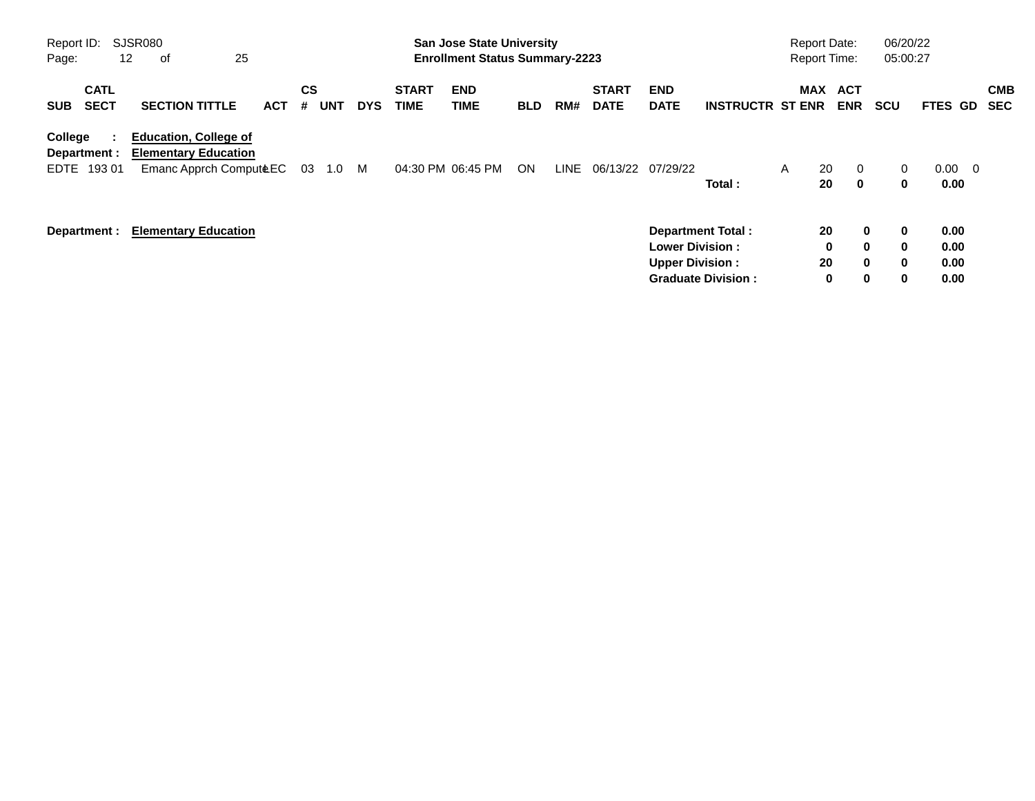**San Jose State University**
**Enrollment Status Summary-2223**

Report ID: SJSR080
Report Date: 06/20/22
Report Time: 05:00:27

| SUB | CATL SECT | SECTION TITTLE | ACT | CS # | UNT | DYS | START TIME | END TIME | BLD | RM# | START DATE | END DATE | INSTRUCTR | ST | MAX ENR | ACT ENR | SCU | FTES | GD | CMB SEC |
|---|---|---|---|---|---|---|---|---|---|---|---|---|---|---|---|---|---|---|---|---|
| **College :** | | **Education, College of** | | | | | | | | | | | | | | | | | | |
| **Department :** | | **Elementary Education** | | | | | | | | | | | | | | | | | | |
| EDTE | 193 01 | Emanc Apprch Compute | LEC | 03 | 1.0 | M | 04:30 PM | 06:45 PM | ON | LINE | 06/13/22 | 07/29/22 | | A | 20 | 0 | 0 | 0.00 | 0 | |
| | | | | | | | | | | | | | **Total :** | | **20** | **0** | **0** | **0.00** | | |

| **Department :** | **Elementary Education** | | | | |
|---|---|---|---|---|---|
| | | **Department Total :** | **20** | **0** | **0** | **0.00** |
| | | **Lower Division :** | **0** | **0** | **0** | **0.00** |
| | | **Upper Division :** | **20** | **0** | **0** | **0.00** |
| | | **Graduate Division :** | **0** | **0** | **0** | **0.00** |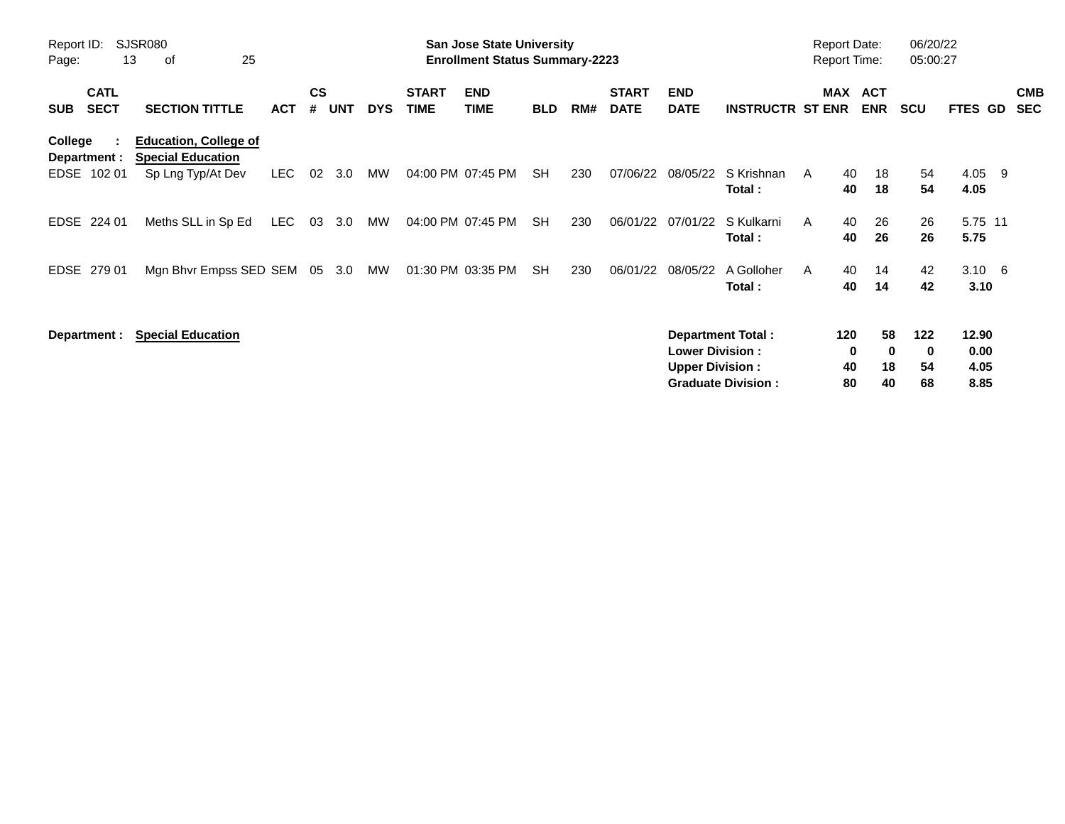**San Jose State University**
**Enrollment Status Summary-2223**

Report ID: SJSR080
Report Date: 06/20/22
Report Time: 05:00:27

| SUB | CATL SECT | SECTION TITTLE | ACT | CS # | UNT | DYS | START TIME | END TIME | BLD | RM# | START DATE | END DATE | INSTRUCTR | ST | MAX ENR | ACT ENR | SCU | FTES | GD | CMB SEC |
|---|---|---|---|---|---|---|---|---|---|---|---|---|---|---|---|---|---|---|---|---|
| **College :** | | **Education, College of** | | | | | | | | | | | | | | | | | | |
| **Department :** | | **Special Education** | | | | | | | | | | | | | | | | | | |
| EDSE | 102 01 | Sp Lng Typ/At Dev | LEC | 02 | 3.0 | MW | 04:00 PM | 07:45 PM | SH | 230 | 07/06/22 | 08/05/22 | S Krishnan | A | 40 | 18 | 54 | 4.05 | 9 | |
| | | | | | | | | | | | | | **Total :** | | **40** | **18** | **54** | **4.05** | | |
| EDSE | 224 01 | Meths SLL in Sp Ed | LEC | 03 | 3.0 | MW | 04:00 PM | 07:45 PM | SH | 230 | 06/01/22 | 07/01/22 | S Kulkarni | A | 40 | 26 | 26 | 5.75 | 11 | |
| | | | | | | | | | | | | | **Total :** | | **40** | **26** | **26** | **5.75** | | |
| EDSE | 279 01 | Mgn Bhvr Empss SED | SEM | 05 | 3.0 | MW | 01:30 PM | 03:35 PM | SH | 230 | 06/01/22 | 08/05/22 | A Golloher | A | 40 | 14 | 42 | 3.10 | 6 | |
| | | | | | | | | | | | | | **Total :** | | **40** | **14** | **42** | **3.10** | | |

**Department : Special Education**

| | MAX ENR | ACT ENR | SCU | FTES |
|---|---|---|---|---|
| **Department Total :** | **120** | **58** | **122** | **12.90** |
| **Lower Division :** | **0** | **0** | **0** | **0.00** |
| **Upper Division :** | **40** | **18** | **54** | **4.05** |
| **Graduate Division :** | **80** | **40** | **68** | **8.85** |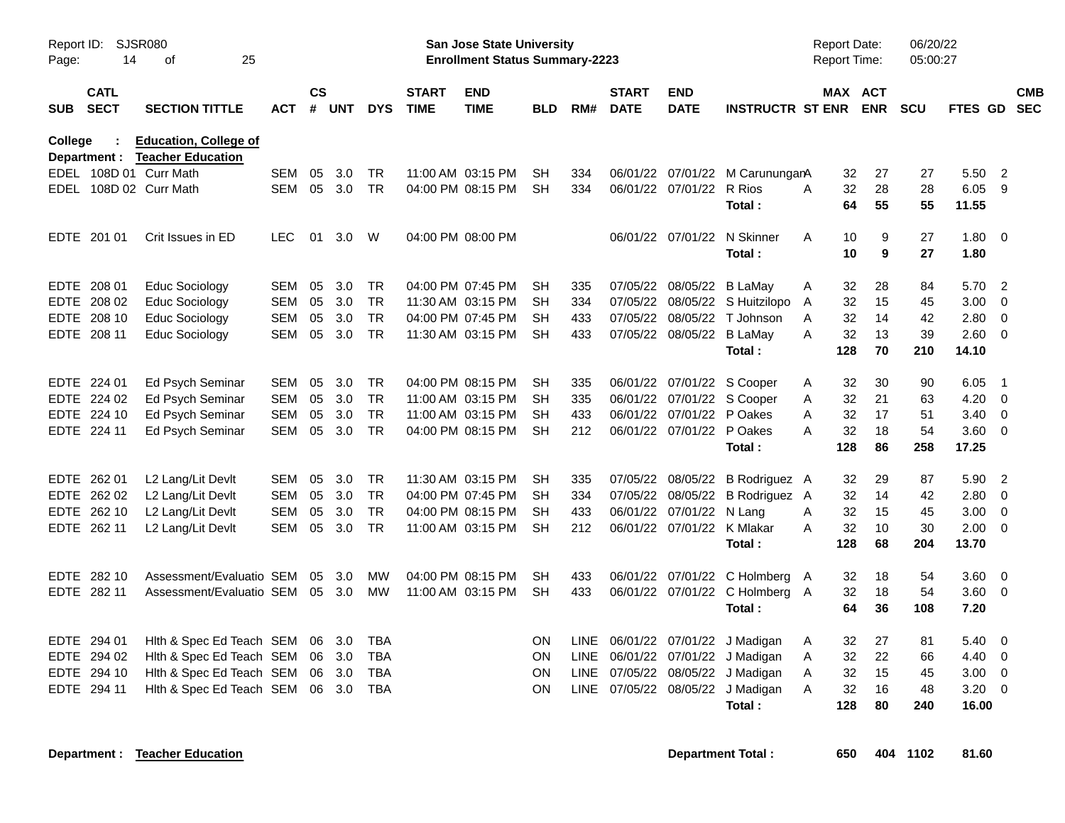Report ID: SJSR080

**San Jose State University**
**Enrollment Status Summary-2223**

Report Date: 06/20/22
Report Time: 05:00:27

**College : Education, College of**
**Department : Teacher Education**

| SUB | CATL SECT | SECTION TITTLE | ACT | CS # | UNT | DYS | START TIME | END TIME | BLD | RM# | START DATE | END DATE | INSTRUCTR | ST | MAX ENR | ACT ENR | SCU | FTES | GD | CMB SEC |
|---|---|---|---|---|---|---|---|---|---|---|---|---|---|---|---|---|---|---|---|---|
| EDEL | 108D 01 | Curr Math | SEM | 05 | 3.0 | TR | 11:00 AM | 03:15 PM | SH | 334 | 06/01/22 | 07/01/22 | M Carunungan | A | 32 | 27 | 27 | 5.50 | 2 | |
| EDEL | 108D 02 | Curr Math | SEM | 05 | 3.0 | TR | 04:00 PM | 08:15 PM | SH | 334 | 06/01/22 | 07/01/22 | R Rios | A | 32 | 28 | 28 | 6.05 | 9 | |
| | | | | | | | | | | | | | **Total :** | | **64** | **55** | **55** | **11.55** | | |
| EDTE | 201 01 | Crit Issues in ED | LEC | 01 | 3.0 | W | 04:00 PM | 08:00 PM | | | 06/01/22 | 07/01/22 | N Skinner | A | 10 | 9 | 27 | 1.80 | 0 | |
| | | | | | | | | | | | | | **Total :** | | **10** | **9** | **27** | **1.80** | | |
| EDTE | 208 01 | Educ Sociology | SEM | 05 | 3.0 | TR | 04:00 PM | 07:45 PM | SH | 335 | 07/05/22 | 08/05/22 | B LaMay | A | 32 | 28 | 84 | 5.70 | 2 | |
| EDTE | 208 02 | Educ Sociology | SEM | 05 | 3.0 | TR | 11:30 AM | 03:15 PM | SH | 334 | 07/05/22 | 08/05/22 | S Huitzilopo | A | 32 | 15 | 45 | 3.00 | 0 | |
| EDTE | 208 10 | Educ Sociology | SEM | 05 | 3.0 | TR | 04:00 PM | 07:45 PM | SH | 433 | 07/05/22 | 08/05/22 | T Johnson | A | 32 | 14 | 42 | 2.80 | 0 | |
| EDTE | 208 11 | Educ Sociology | SEM | 05 | 3.0 | TR | 11:30 AM | 03:15 PM | SH | 433 | 07/05/22 | 08/05/22 | B LaMay | A | 32 | 13 | 39 | 2.60 | 0 | |
| | | | | | | | | | | | | | **Total :** | | **128** | **70** | **210** | **14.10** | | |
| EDTE | 224 01 | Ed Psych Seminar | SEM | 05 | 3.0 | TR | 04:00 PM | 08:15 PM | SH | 335 | 06/01/22 | 07/01/22 | S Cooper | A | 32 | 30 | 90 | 6.05 | 1 | |
| EDTE | 224 02 | Ed Psych Seminar | SEM | 05 | 3.0 | TR | 11:00 AM | 03:15 PM | SH | 335 | 06/01/22 | 07/01/22 | S Cooper | A | 32 | 21 | 63 | 4.20 | 0 | |
| EDTE | 224 10 | Ed Psych Seminar | SEM | 05 | 3.0 | TR | 11:00 AM | 03:15 PM | SH | 433 | 06/01/22 | 07/01/22 | P Oakes | A | 32 | 17 | 51 | 3.40 | 0 | |
| EDTE | 224 11 | Ed Psych Seminar | SEM | 05 | 3.0 | TR | 04:00 PM | 08:15 PM | SH | 212 | 06/01/22 | 07/01/22 | P Oakes | A | 32 | 18 | 54 | 3.60 | 0 | |
| | | | | | | | | | | | | | **Total :** | | **128** | **86** | **258** | **17.25** | | |
| EDTE | 262 01 | L2 Lang/Lit Devlt | SEM | 05 | 3.0 | TR | 11:30 AM | 03:15 PM | SH | 335 | 07/05/22 | 08/05/22 | B Rodriguez | A | 32 | 29 | 87 | 5.90 | 2 | |
| EDTE | 262 02 | L2 Lang/Lit Devlt | SEM | 05 | 3.0 | TR | 04:00 PM | 07:45 PM | SH | 334 | 07/05/22 | 08/05/22 | B Rodriguez | A | 32 | 14 | 42 | 2.80 | 0 | |
| EDTE | 262 10 | L2 Lang/Lit Devlt | SEM | 05 | 3.0 | TR | 04:00 PM | 08:15 PM | SH | 433 | 06/01/22 | 07/01/22 | N Lang | A | 32 | 15 | 45 | 3.00 | 0 | |
| EDTE | 262 11 | L2 Lang/Lit Devlt | SEM | 05 | 3.0 | TR | 11:00 AM | 03:15 PM | SH | 212 | 06/01/22 | 07/01/22 | K Mlakar | A | 32 | 10 | 30 | 2.00 | 0 | |
| | | | | | | | | | | | | | **Total :** | | **128** | **68** | **204** | **13.70** | | |
| EDTE | 282 10 | Assessment/Evaluatio | SEM | 05 | 3.0 | MW | 04:00 PM | 08:15 PM | SH | 433 | 06/01/22 | 07/01/22 | C Holmberg | A | 32 | 18 | 54 | 3.60 | 0 | |
| EDTE | 282 11 | Assessment/Evaluatio | SEM | 05 | 3.0 | MW | 11:00 AM | 03:15 PM | SH | 433 | 06/01/22 | 07/01/22 | C Holmberg | A | 32 | 18 | 54 | 3.60 | 0 | |
| | | | | | | | | | | | | | **Total :** | | **64** | **36** | **108** | **7.20** | | |
| EDTE | 294 01 | Hlth & Spec Ed Teach | SEM | 06 | 3.0 | TBA | | | ON | LINE | 06/01/22 | 07/01/22 | J Madigan | A | 32 | 27 | 81 | 5.40 | 0 | |
| EDTE | 294 02 | Hlth & Spec Ed Teach | SEM | 06 | 3.0 | TBA | | | ON | LINE | 06/01/22 | 07/01/22 | J Madigan | A | 32 | 22 | 66 | 4.40 | 0 | |
| EDTE | 294 10 | Hlth & Spec Ed Teach | SEM | 06 | 3.0 | TBA | | | ON | LINE | 07/05/22 | 08/05/22 | J Madigan | A | 32 | 15 | 45 | 3.00 | 0 | |
| EDTE | 294 11 | Hlth & Spec Ed Teach | SEM | 06 | 3.0 | TBA | | | ON | LINE | 07/05/22 | 08/05/22 | J Madigan | A | 32 | 16 | 48 | 3.20 | 0 | |
| | | | | | | | | | | | | | **Total :** | | **128** | **80** | **240** | **16.00** | | |

**Department : Teacher Education** — **Department Total : 650 404 1102 81.60**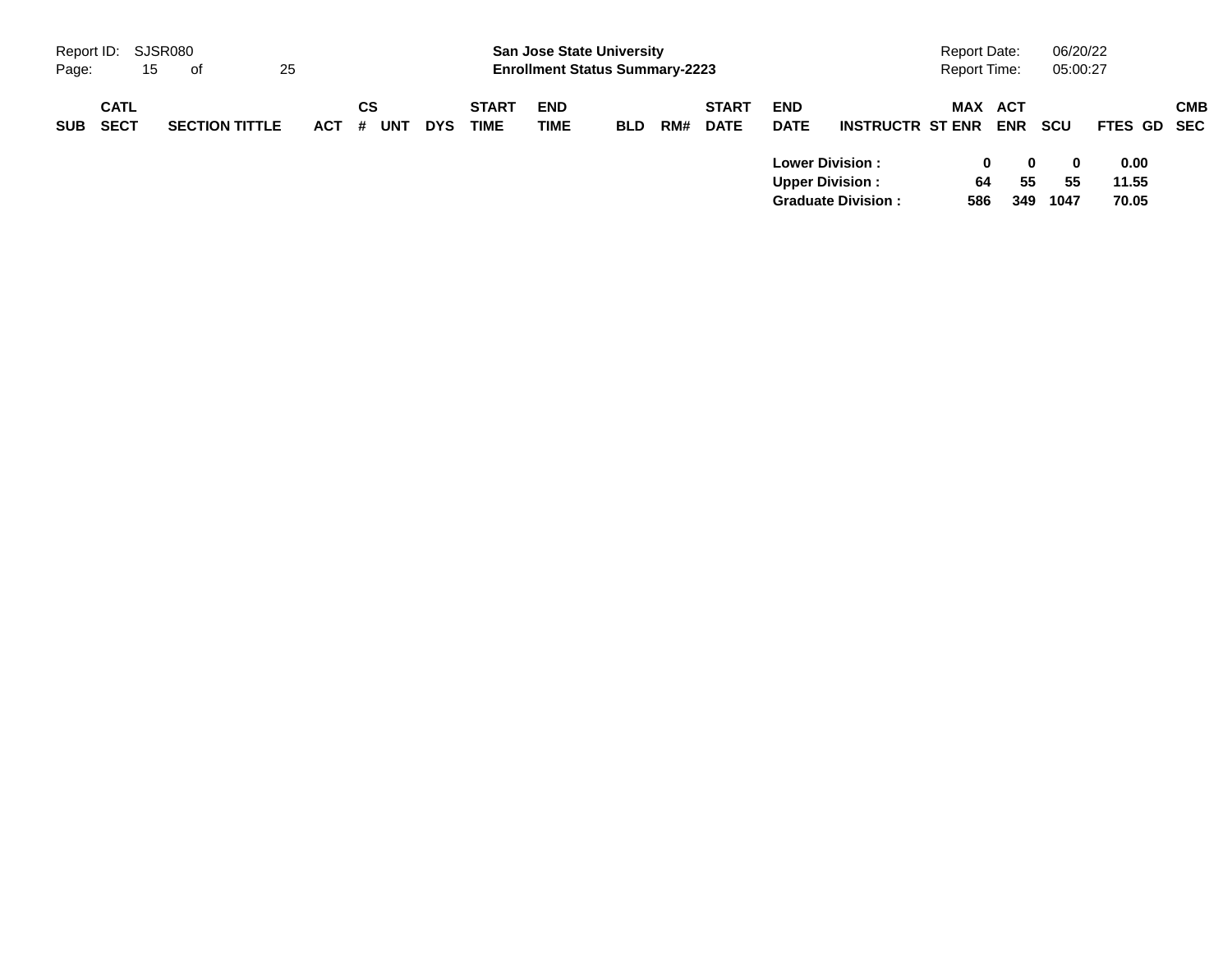| SUB | CATL SECT | SECTION TITTLE | ACT | CS # | UNT | DYS | START TIME | END TIME | BLD | RM# | START DATE | END DATE | INSTRUCTR | ST | MAX ENR | ACT ENR | SCU | FTES | GD | CMB SEC |
|---|---|---|---|---|---|---|---|---|---|---|---|---|---|---|---|---|---|---|---|---|
| | | | | | | | | | | | | **Lower Division :** | | | **0** | **0** | **0** | **0.00** | | |
| | | | | | | | | | | | | **Upper Division :** | | | **64** | **55** | **55** | **11.55** | | |
| | | | | | | | | | | | | **Graduate Division :** | | | **586** | **349** | **1047** | **70.05** | | |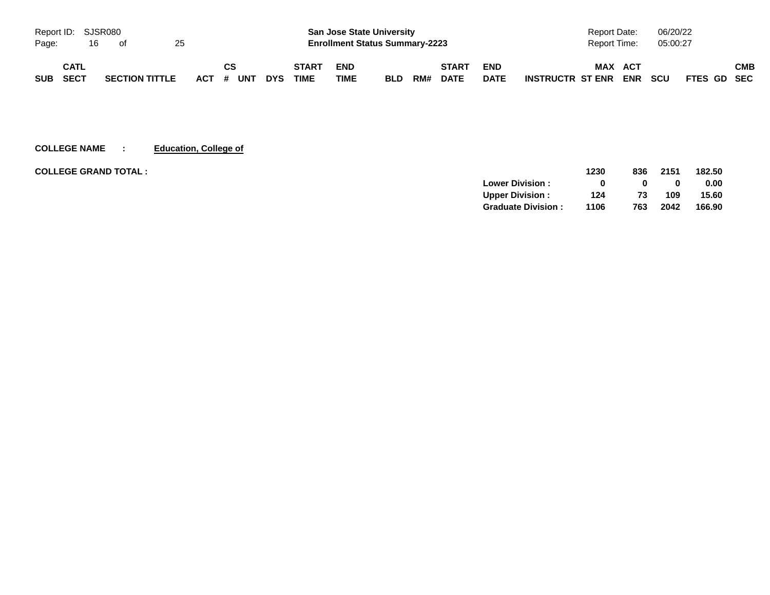| SUB | CATL SECT | SECTION TITTLE | ACT | CS # | UNT | DYS | START TIME | END TIME | BLD | RM# | START DATE | END DATE | INSTRUCTR | MAX ST ENR | ACT ENR | SCU | FTES | GD | CMB SEC |
|---|---|---|---|---|---|---|---|---|---|---|---|---|---|---|---|---|---|---|---|

**COLLEGE NAME : Education, College of**

**COLLEGE GRAND TOTAL :**

| | MAX ST ENR | ACT ENR | SCU | FTES |
|---|---|---|---|---|
| | **1230** | **836** | **2151** | **182.50** |
| **Lower Division :** | **0** | **0** | **0** | **0.00** |
| **Upper Division :** | **124** | **73** | **109** | **15.60** |
| **Graduate Division :** | **1106** | **763** | **2042** | **166.90** |